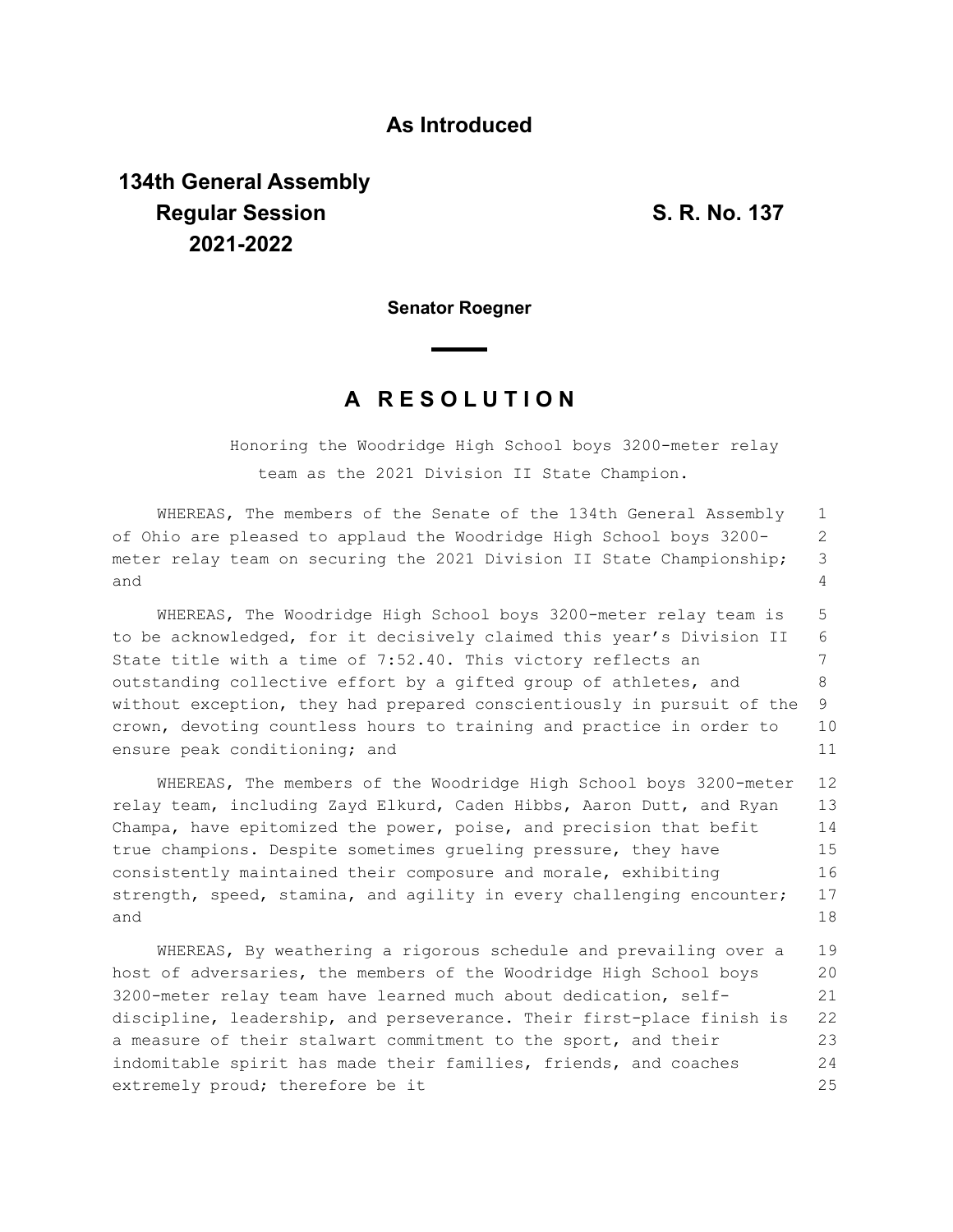**As Introduced**

**134th General Assembly**
**Regular Session** **S. R. No. 137**
**2021-2022**

**Senator Roegner**

# A R E S O L U T I O N

Honoring the Woodridge High School boys 3200-meter relay team as the 2021 Division II State Champion.

WHEREAS, The members of the Senate of the 134th General Assembly of Ohio are pleased to applaud the Woodridge High School boys 3200-meter relay team on securing the 2021 Division II State Championship; and

WHEREAS, The Woodridge High School boys 3200-meter relay team is to be acknowledged, for it decisively claimed this year's Division II State title with a time of 7:52.40. This victory reflects an outstanding collective effort by a gifted group of athletes, and without exception, they had prepared conscientiously in pursuit of the crown, devoting countless hours to training and practice in order to ensure peak conditioning; and

WHEREAS, The members of the Woodridge High School boys 3200-meter relay team, including Zayd Elkurd, Caden Hibbs, Aaron Dutt, and Ryan Champa, have epitomized the power, poise, and precision that befit true champions. Despite sometimes grueling pressure, they have consistently maintained their composure and morale, exhibiting strength, speed, stamina, and agility in every challenging encounter; and

WHEREAS, By weathering a rigorous schedule and prevailing over a host of adversaries, the members of the Woodridge High School boys 3200-meter relay team have learned much about dedication, self-discipline, leadership, and perseverance. Their first-place finish is a measure of their stalwart commitment to the sport, and their indomitable spirit has made their families, friends, and coaches extremely proud; therefore be it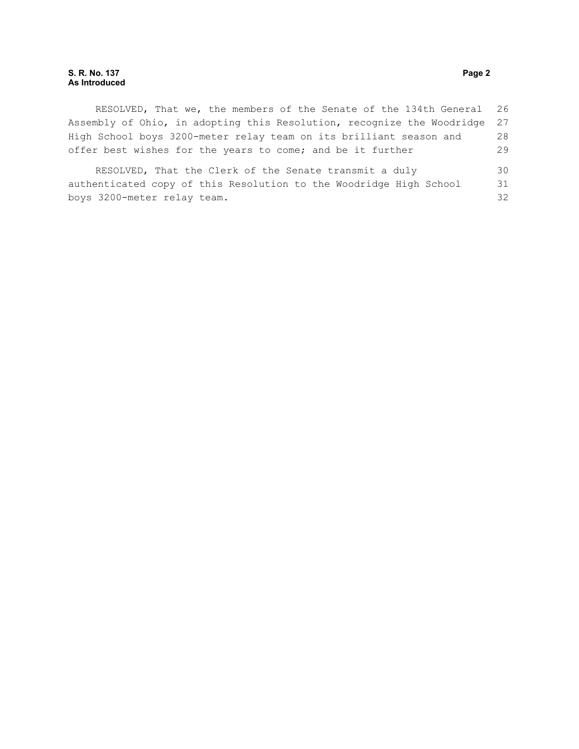RESOLVED, That we, the members of the Senate of the 134th General Assembly of Ohio, in adopting this Resolution, recognize the Woodridge High School boys 3200-meter relay team on its brilliant season and offer best wishes for the years to come; and be it further

RESOLVED, That the Clerk of the Senate transmit a duly authenticated copy of this Resolution to the Woodridge High School boys 3200-meter relay team.